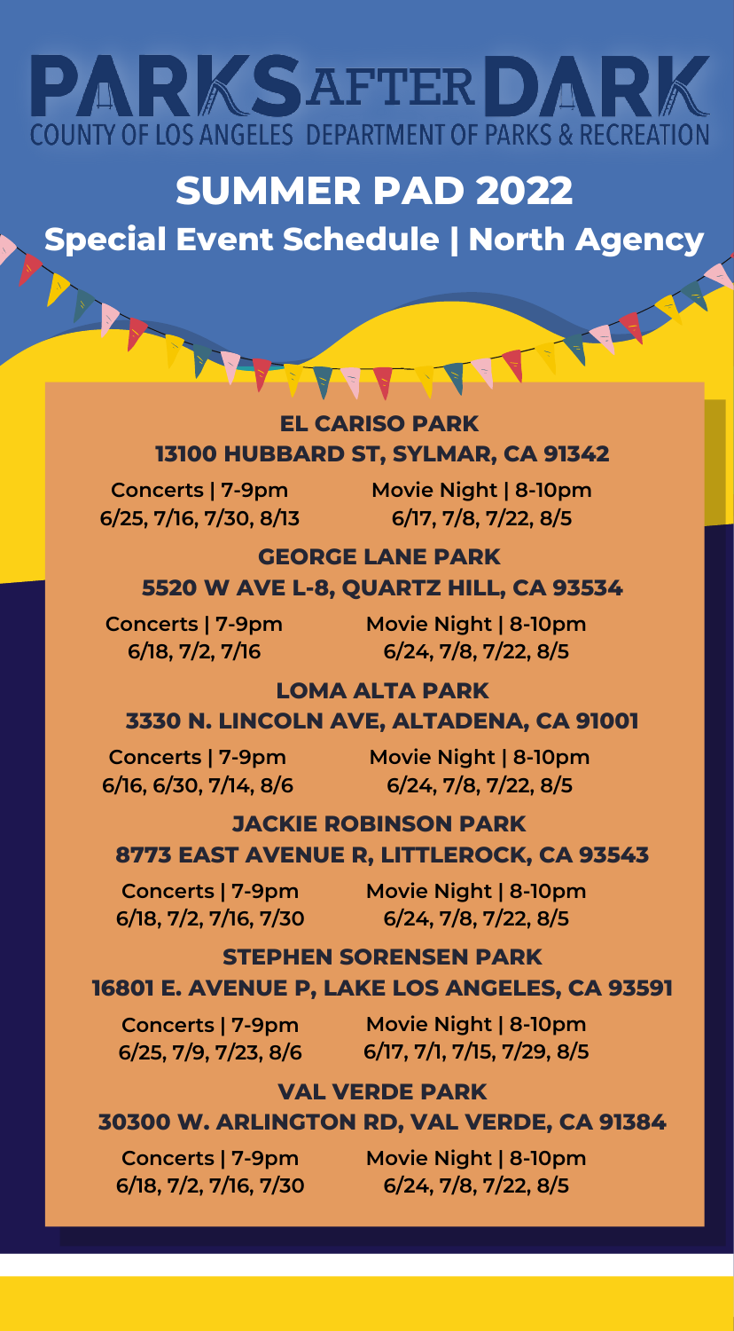# PARKS AFTER DARK

COUNTY OF LOS ANGELES DEPARTMENT OF PARKS & RECREATION

## SUMMER PAD 2022

### Special Event Schedule | North Agency

#### EL CARISO PARK
**13100 HUBBARD ST, SYLMAR, CA 91342**

**Concerts | 7-9pm**
6/25, 7/16, 7/30, 8/13

**Movie Night | 8-10pm**
6/17, 7/8, 7/22, 8/5

#### GEORGE LANE PARK
**5520 W AVE L-8, QUARTZ HILL, CA 93534**

**Concerts | 7-9pm**
6/18, 7/2, 7/16

**Movie Night | 8-10pm**
6/24, 7/8, 7/22, 8/5

#### LOMA ALTA PARK
**3330 N. LINCOLN AVE, ALTADENA, CA 91001**

**Concerts | 7-9pm**
6/16, 6/30, 7/14, 8/6

**Movie Night | 8-10pm**
6/24, 7/8, 7/22, 8/5

#### JACKIE ROBINSON PARK
**8773 EAST AVENUE R, LITTLEROCK, CA 93543**

**Concerts | 7-9pm**
6/18, 7/2, 7/16, 7/30

**Movie Night | 8-10pm**
6/24, 7/8, 7/22, 8/5

#### STEPHEN SORENSEN PARK
**16801 E. AVENUE P, LAKE LOS ANGELES, CA 93591**

**Concerts | 7-9pm**
6/25, 7/9, 7/23, 8/6

**Movie Night | 8-10pm**
6/17, 7/1, 7/15, 7/29, 8/5

#### VAL VERDE PARK
**30300 W. ARLINGTON RD, VAL VERDE, CA 91384**

**Concerts | 7-9pm**
6/18, 7/2, 7/16, 7/30

**Movie Night | 8-10pm**
6/24, 7/8, 7/22, 8/5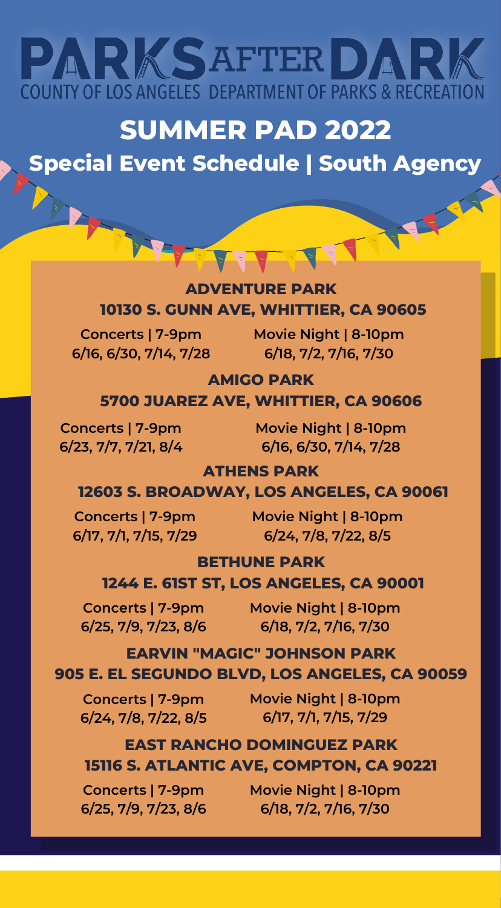# PARKS AFTER DARK

COUNTY OF LOS ANGELES DEPARTMENT OF PARKS & RECREATION

## SUMMER PAD 2022

### Special Event Schedule | South Agency

**ADVENTURE PARK**
**10130 S. GUNN AVE, WHITTIER, CA 90605**

**Concerts | 7-9pm**
**6/16, 6/30, 7/14, 7/28**

**Movie Night | 8-10pm**
**6/18, 7/2, 7/16, 7/30**

**AMIGO PARK**
**5700 JUAREZ AVE, WHITTIER, CA 90606**

**Concerts | 7-9pm**
**6/23, 7/7, 7/21, 8/4**

**Movie Night | 8-10pm**
**6/16, 6/30, 7/14, 7/28**

**ATHENS PARK**
**12603 S. BROADWAY, LOS ANGELES, CA 90061**

**Concerts | 7-9pm**
**6/17, 7/1, 7/15, 7/29**

**Movie Night | 8-10pm**
**6/24, 7/8, 7/22, 8/5**

**BETHUNE PARK**
**1244 E. 61ST ST, LOS ANGELES, CA 90001**

**Concerts | 7-9pm**
**6/25, 7/9, 7/23, 8/6**

**Movie Night | 8-10pm**
**6/18, 7/2, 7/16, 7/30**

**EARVIN "MAGIC" JOHNSON PARK**
**905 E. EL SEGUNDO BLVD, LOS ANGELES, CA 90059**

**Concerts | 7-9pm**
**6/24, 7/8, 7/22, 8/5**

**Movie Night | 8-10pm**
**6/17, 7/1, 7/15, 7/29**

**EAST RANCHO DOMINGUEZ PARK**
**15116 S. ATLANTIC AVE, COMPTON, CA 90221**

**Concerts | 7-9pm**
**6/25, 7/9, 7/23, 8/6**

**Movie Night | 8-10pm**
**6/18, 7/2, 7/16, 7/30**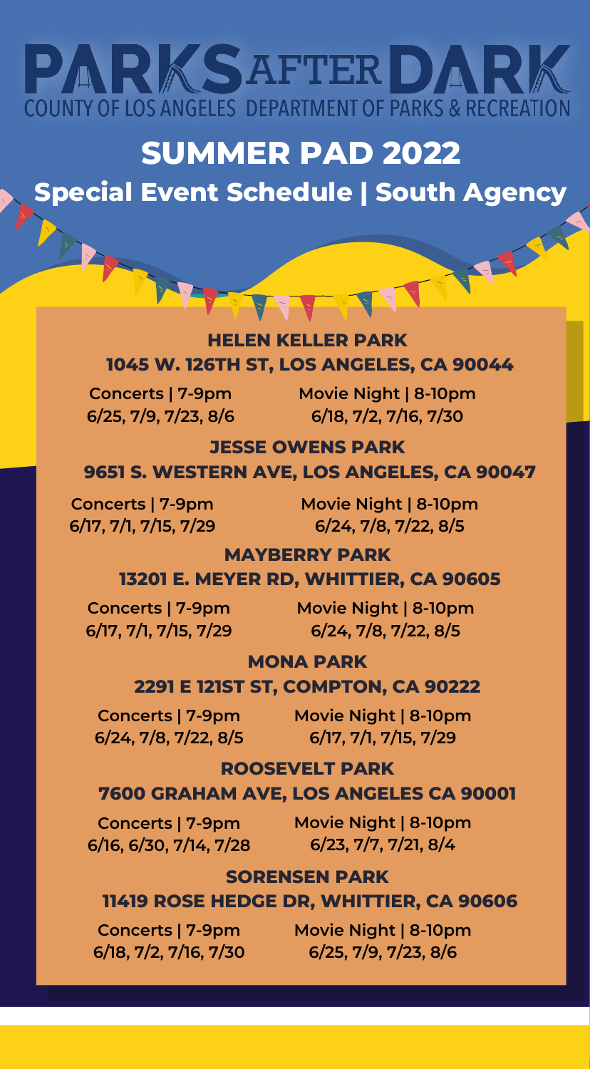# PARKS AFTER DARK

COUNTY OF LOS ANGELES DEPARTMENT OF PARKS & RECREATION

## SUMMER PAD 2022

### Special Event Schedule | South Agency

**HELEN KELLER PARK**
**1045 W. 126TH ST, LOS ANGELES, CA 90044**

| Concerts \| 7-9pm | Movie Night \| 8-10pm |
|---|---|
| 6/25, 7/9, 7/23, 8/6 | 6/18, 7/2, 7/16, 7/30 |

**JESSE OWENS PARK**
**9651 S. WESTERN AVE, LOS ANGELES, CA 90047**

| Concerts \| 7-9pm | Movie Night \| 8-10pm |
|---|---|
| 6/17, 7/1, 7/15, 7/29 | 6/24, 7/8, 7/22, 8/5 |

**MAYBERRY PARK**
**13201 E. MEYER RD, WHITTIER, CA 90605**

| Concerts \| 7-9pm | Movie Night \| 8-10pm |
|---|---|
| 6/17, 7/1, 7/15, 7/29 | 6/24, 7/8, 7/22, 8/5 |

**MONA PARK**
**2291 E 121ST ST, COMPTON, CA 90222**

| Concerts \| 7-9pm | Movie Night \| 8-10pm |
|---|---|
| 6/24, 7/8, 7/22, 8/5 | 6/17, 7/1, 7/15, 7/29 |

**ROOSEVELT PARK**
**7600 GRAHAM AVE, LOS ANGELES CA 90001**

| Concerts \| 7-9pm | Movie Night \| 8-10pm |
|---|---|
| 6/16, 6/30, 7/14, 7/28 | 6/23, 7/7, 7/21, 8/4 |

**SORENSEN PARK**
**11419 ROSE HEDGE DR, WHITTIER, CA 90606**

| Concerts \| 7-9pm | Movie Night \| 8-10pm |
|---|---|
| 6/18, 7/2, 7/16, 7/30 | 6/25, 7/9, 7/23, 8/6 |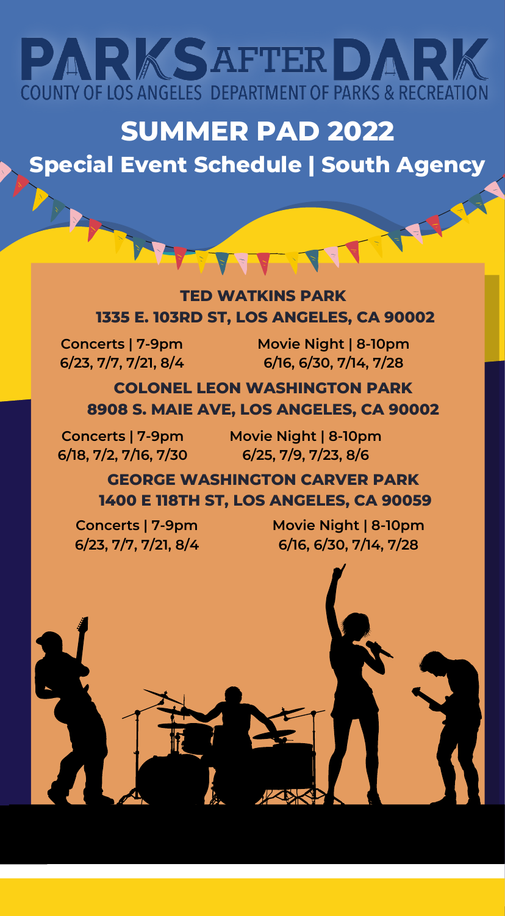# PARKS AFTER DARK

COUNTY OF LOS ANGELES DEPARTMENT OF PARKS & RECREATION

## SUMMER PAD 2022

### Special Event Schedule | South Agency

**TED WATKINS PARK**
**1335 E. 103RD ST, LOS ANGELES, CA 90002**

**Concerts | 7-9pm**
**6/23, 7/7, 7/21, 8/4**

**Movie Night | 8-10pm**
**6/16, 6/30, 7/14, 7/28**

**COLONEL LEON WASHINGTON PARK**
**8908 S. MAIE AVE, LOS ANGELES, CA 90002**

**Concerts | 7-9pm**
**6/18, 7/2, 7/16, 7/30**

**Movie Night | 8-10pm**
**6/25, 7/9, 7/23, 8/6**

**GEORGE WASHINGTON CARVER PARK**
**1400 E 118TH ST, LOS ANGELES, CA 90059**

**Concerts | 7-9pm**
**6/23, 7/7, 7/21, 8/4**

**Movie Night | 8-10pm**
**6/16, 6/30, 7/14, 7/28**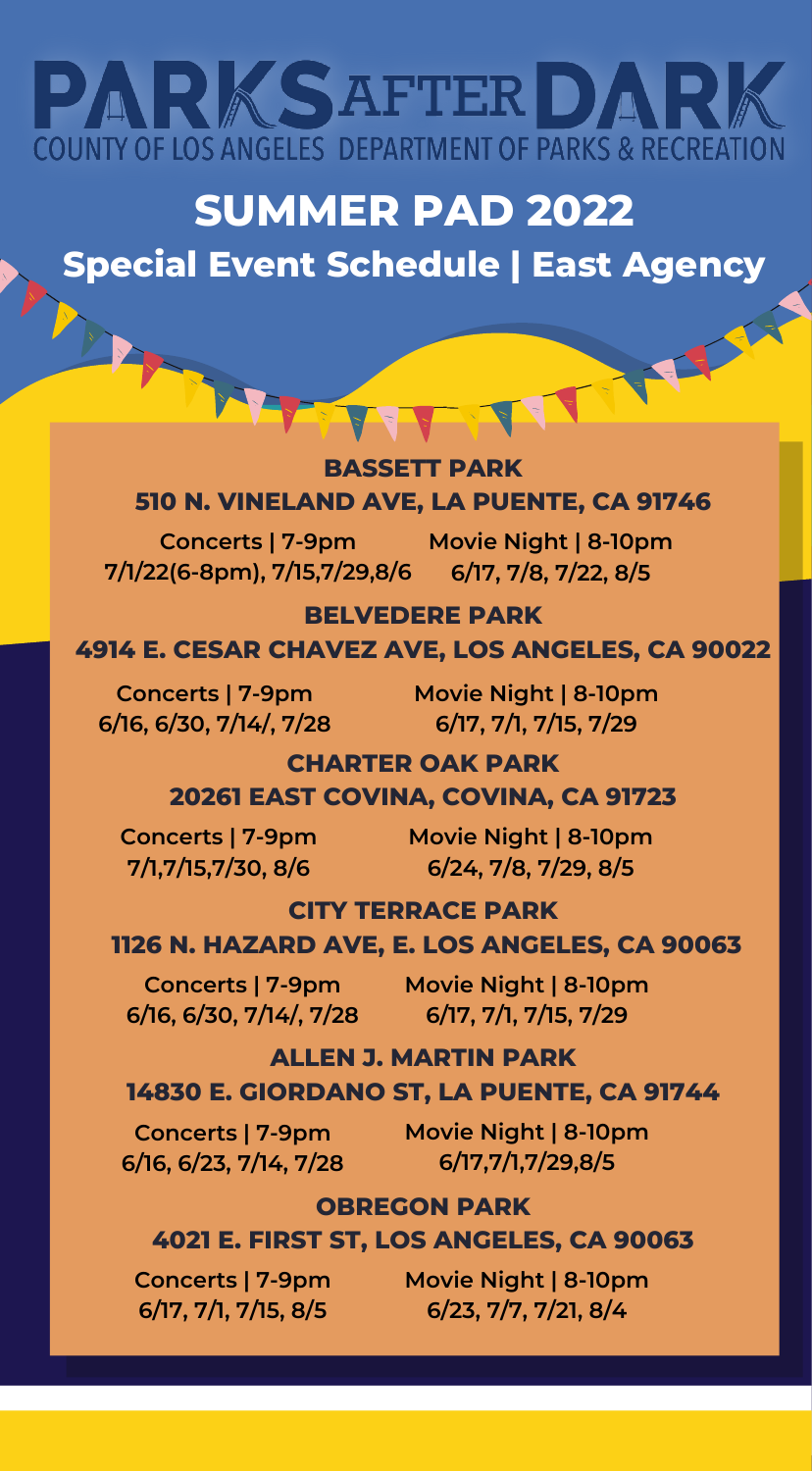# PARKS AFTER DARK

COUNTY OF LOS ANGELES DEPARTMENT OF PARKS & RECREATION

## SUMMER PAD 2022

### Special Event Schedule | East Agency

**BASSETT PARK**
**510 N. VINELAND AVE, LA PUENTE, CA 91746**

**Concerts | 7-9pm**
7/1/22(6-8pm), 7/15,7/29,8/6

**Movie Night | 8-10pm**
6/17, 7/8, 7/22, 8/5

**BELVEDERE PARK**
**4914 E. CESAR CHAVEZ AVE, LOS ANGELES, CA 90022**

**Concerts | 7-9pm**
6/16, 6/30, 7/14/, 7/28

**Movie Night | 8-10pm**
6/17, 7/1, 7/15, 7/29

**CHARTER OAK PARK**
**20261 EAST COVINA, COVINA, CA 91723**

**Concerts | 7-9pm**
7/1,7/15,7/30, 8/6

**Movie Night | 8-10pm**
6/24, 7/8, 7/29, 8/5

**CITY TERRACE PARK**
**1126 N. HAZARD AVE, E. LOS ANGELES, CA 90063**

**Concerts | 7-9pm**
6/16, 6/30, 7/14/, 7/28

**Movie Night | 8-10pm**
6/17, 7/1, 7/15, 7/29

**ALLEN J. MARTIN PARK**
**14830 E. GIORDANO ST, LA PUENTE, CA 91744**

**Concerts | 7-9pm**
6/16, 6/23, 7/14, 7/28

**Movie Night | 8-10pm**
6/17,7/1,7/29,8/5

**OBREGON PARK**
**4021 E. FIRST ST, LOS ANGELES, CA 90063**

**Concerts | 7-9pm**
6/17, 7/1, 7/15, 8/5

**Movie Night | 8-10pm**
6/23, 7/7, 7/21, 8/4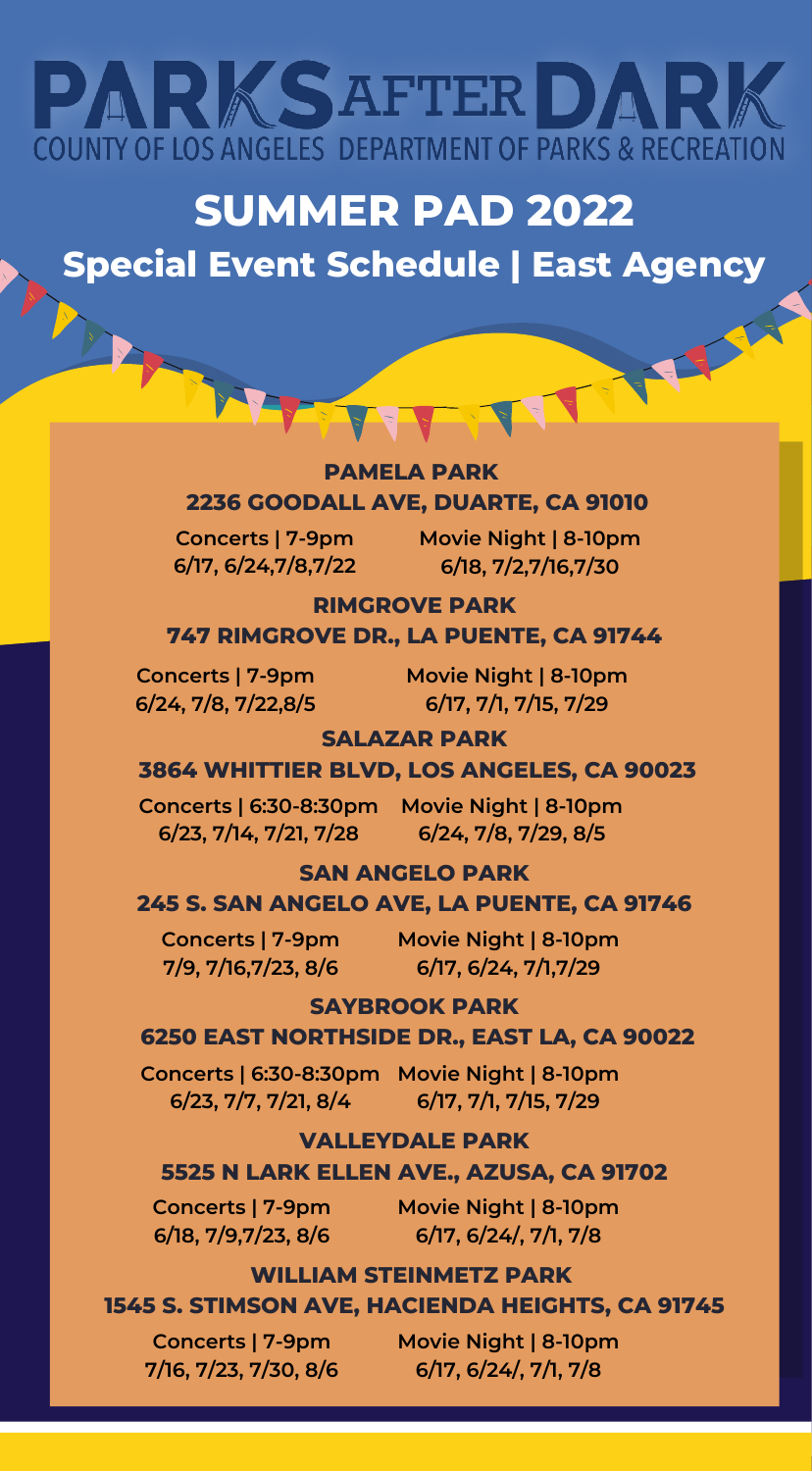# PARKS AFTER DARK

COUNTY OF LOS ANGELES DEPARTMENT OF PARKS & RECREATION

## SUMMER PAD 2022

### Special Event Schedule | East Agency

**PAMELA PARK**
**2236 GOODALL AVE, DUARTE, CA 91010**

**Concerts | 7-9pm**
**6/17, 6/24,7/8,7/22**

**Movie Night | 8-10pm**
**6/18, 7/2,7/16,7/30**

**RIMGROVE PARK**
**747 RIMGROVE DR., LA PUENTE, CA 91744**

**Concerts | 7-9pm**
**6/24, 7/8, 7/22,8/5**

**Movie Night | 8-10pm**
**6/17, 7/1, 7/15, 7/29**

**SALAZAR PARK**
**3864 WHITTIER BLVD, LOS ANGELES, CA 90023**

**Concerts | 6:30-8:30pm**
**6/23, 7/14, 7/21, 7/28**

**Movie Night | 8-10pm**
**6/24, 7/8, 7/29, 8/5**

**SAN ANGELO PARK**
**245 S. SAN ANGELO AVE, LA PUENTE, CA 91746**

**Concerts | 7-9pm**
**7/9, 7/16,7/23, 8/6**

**Movie Night | 8-10pm**
**6/17, 6/24, 7/1,7/29**

**SAYBROOK PARK**
**6250 EAST NORTHSIDE DR., EAST LA, CA 90022**

**Concerts | 6:30-8:30pm**
**6/23, 7/7, 7/21, 8/4**

**Movie Night | 8-10pm**
**6/17, 7/1, 7/15, 7/29**

**VALLEYDALE PARK**
**5525 N LARK ELLEN AVE., AZUSA, CA 91702**

**Concerts | 7-9pm**
**6/18, 7/9,7/23, 8/6**

**Movie Night | 8-10pm**
**6/17, 6/24/, 7/1, 7/8**

**WILLIAM STEINMETZ PARK**
**1545 S. STIMSON AVE, HACIENDA HEIGHTS, CA 91745**

**Concerts | 7-9pm**
**7/16, 7/23, 7/30, 8/6**

**Movie Night | 8-10pm**
**6/17, 6/24/, 7/1, 7/8**